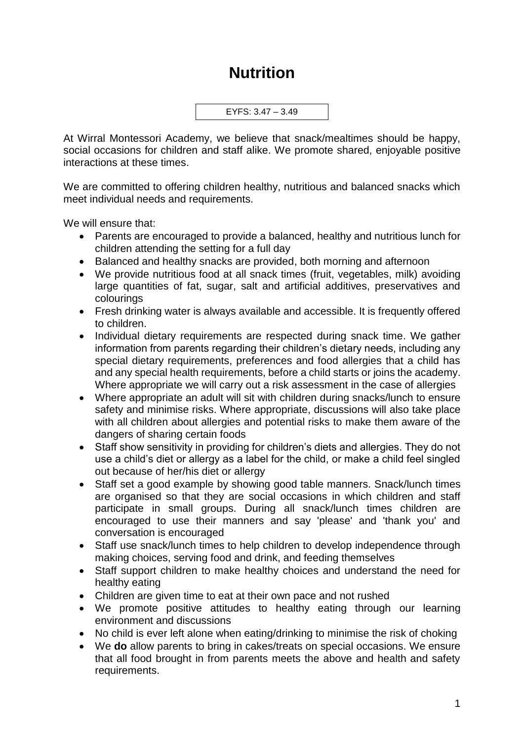# Nutrition

EYFS: 3.47 – 3.49

At Wirral Montessori Academy, we believe that snack/mealtimes should be happy, social occasions for children and staff alike. We promote shared, enjoyable positive interactions at these times.

We are committed to offering children healthy, nutritious and balanced snacks which meet individual needs and requirements.

We will ensure that:

- Parents are encouraged to provide a balanced, healthy and nutritious lunch for children attending the setting for a full day
- Balanced and healthy snacks are provided, both morning and afternoon
- We provide nutritious food at all snack times (fruit, vegetables, milk) avoiding large quantities of fat, sugar, salt and artificial additives, preservatives and colourings
- Fresh drinking water is always available and accessible. It is frequently offered to children.
- Individual dietary requirements are respected during snack time. We gather information from parents regarding their children's dietary needs, including any special dietary requirements, preferences and food allergies that a child has and any special health requirements, before a child starts or joins the academy. Where appropriate we will carry out a risk assessment in the case of allergies
- Where appropriate an adult will sit with children during snacks/lunch to ensure safety and minimise risks. Where appropriate, discussions will also take place with all children about allergies and potential risks to make them aware of the dangers of sharing certain foods
- Staff show sensitivity in providing for children's diets and allergies. They do not use a child's diet or allergy as a label for the child, or make a child feel singled out because of her/his diet or allergy
- Staff set a good example by showing good table manners. Snack/lunch times are organised so that they are social occasions in which children and staff participate in small groups. During all snack/lunch times children are encouraged to use their manners and say 'please' and 'thank you' and conversation is encouraged
- Staff use snack/lunch times to help children to develop independence through making choices, serving food and drink, and feeding themselves
- Staff support children to make healthy choices and understand the need for healthy eating
- Children are given time to eat at their own pace and not rushed
- We promote positive attitudes to healthy eating through our learning environment and discussions
- No child is ever left alone when eating/drinking to minimise the risk of choking
- We **do** allow parents to bring in cakes/treats on special occasions. We ensure that all food brought in from parents meets the above and health and safety requirements.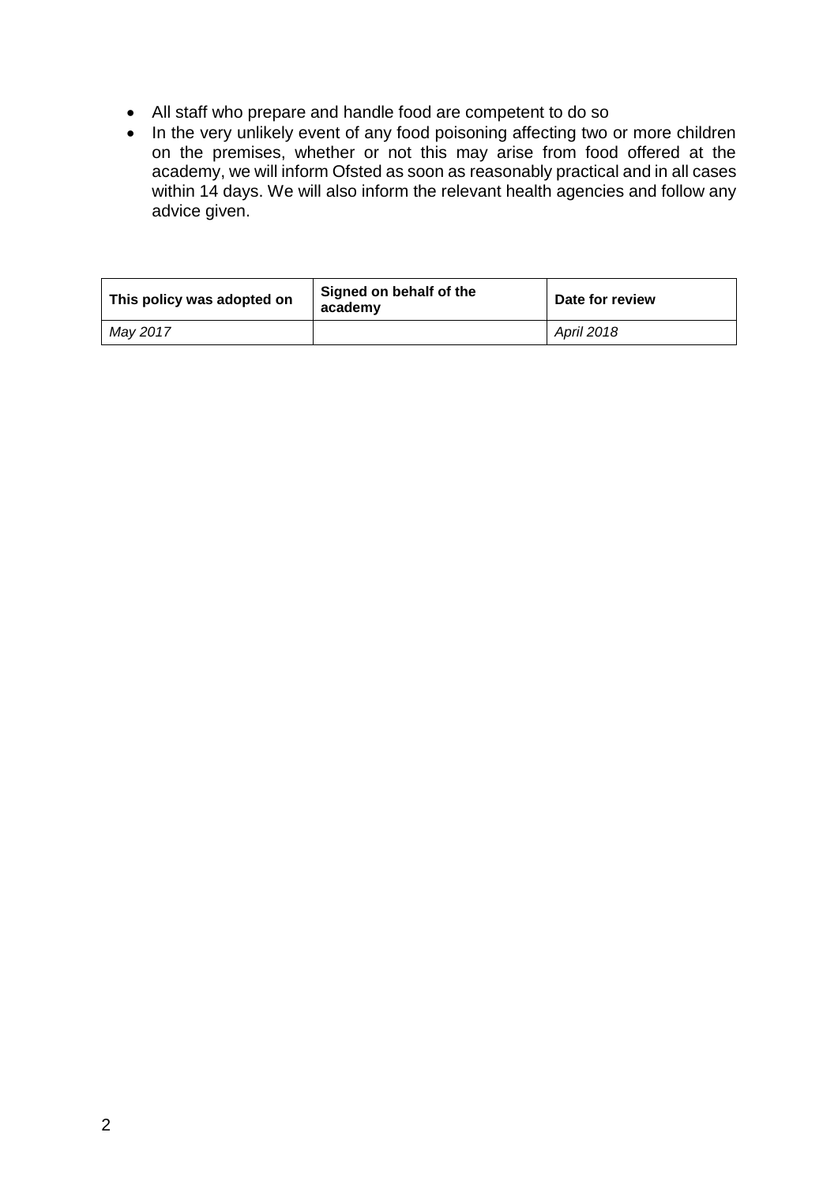- All staff who prepare and handle food are competent to do so
- In the very unlikely event of any food poisoning affecting two or more children on the premises, whether or not this may arise from food offered at the academy, we will inform Ofsted as soon as reasonably practical and in all cases within 14 days. We will also inform the relevant health agencies and follow any advice given.

| This policy was adopted on | Signed on behalf of the academy | Date for review |
|---|---|---|
| *May 2017* | | *April 2018* |